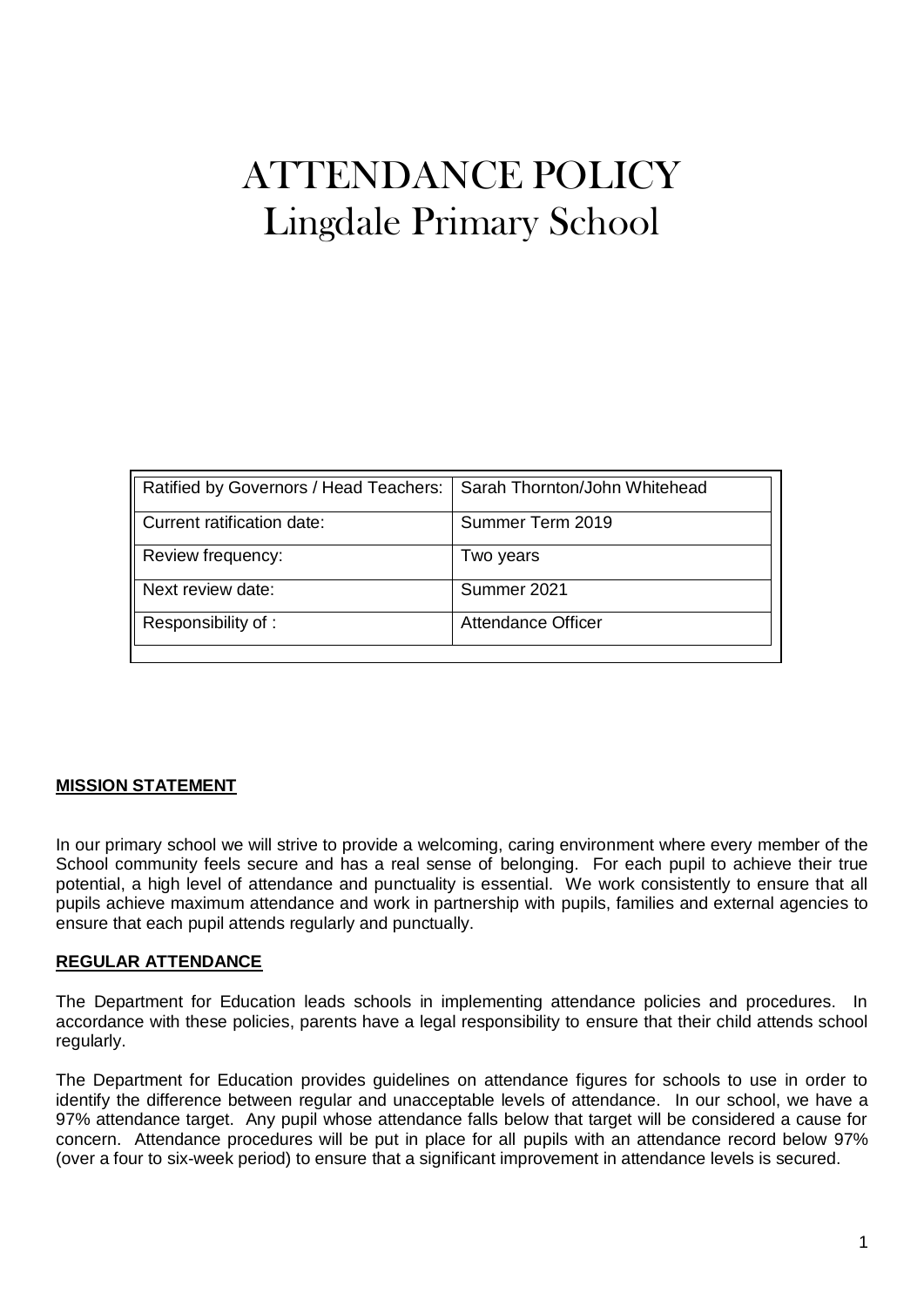# ATTENDANCE POLICY
# Lingdale Primary School

| Ratified by Governors / Head Teachers: | Sarah Thornton/John Whitehead |
|---|---|
| Current ratification date: | Summer Term 2019 |
| Review frequency: | Two years |
| Next review date: | Summer 2021 |
| Responsibility of : | Attendance Officer |

## MISSION STATEMENT

In our primary school we will strive to provide a welcoming, caring environment where every member of the School community feels secure and has a real sense of belonging. For each pupil to achieve their true potential, a high level of attendance and punctuality is essential. We work consistently to ensure that all pupils achieve maximum attendance and work in partnership with pupils, families and external agencies to ensure that each pupil attends regularly and punctually.

## REGULAR ATTENDANCE

The Department for Education leads schools in implementing attendance policies and procedures. In accordance with these policies, parents have a legal responsibility to ensure that their child attends school regularly.

The Department for Education provides guidelines on attendance figures for schools to use in order to identify the difference between regular and unacceptable levels of attendance. In our school, we have a 97% attendance target. Any pupil whose attendance falls below that target will be considered a cause for concern. Attendance procedures will be put in place for all pupils with an attendance record below 97% (over a four to six-week period) to ensure that a significant improvement in attendance levels is secured.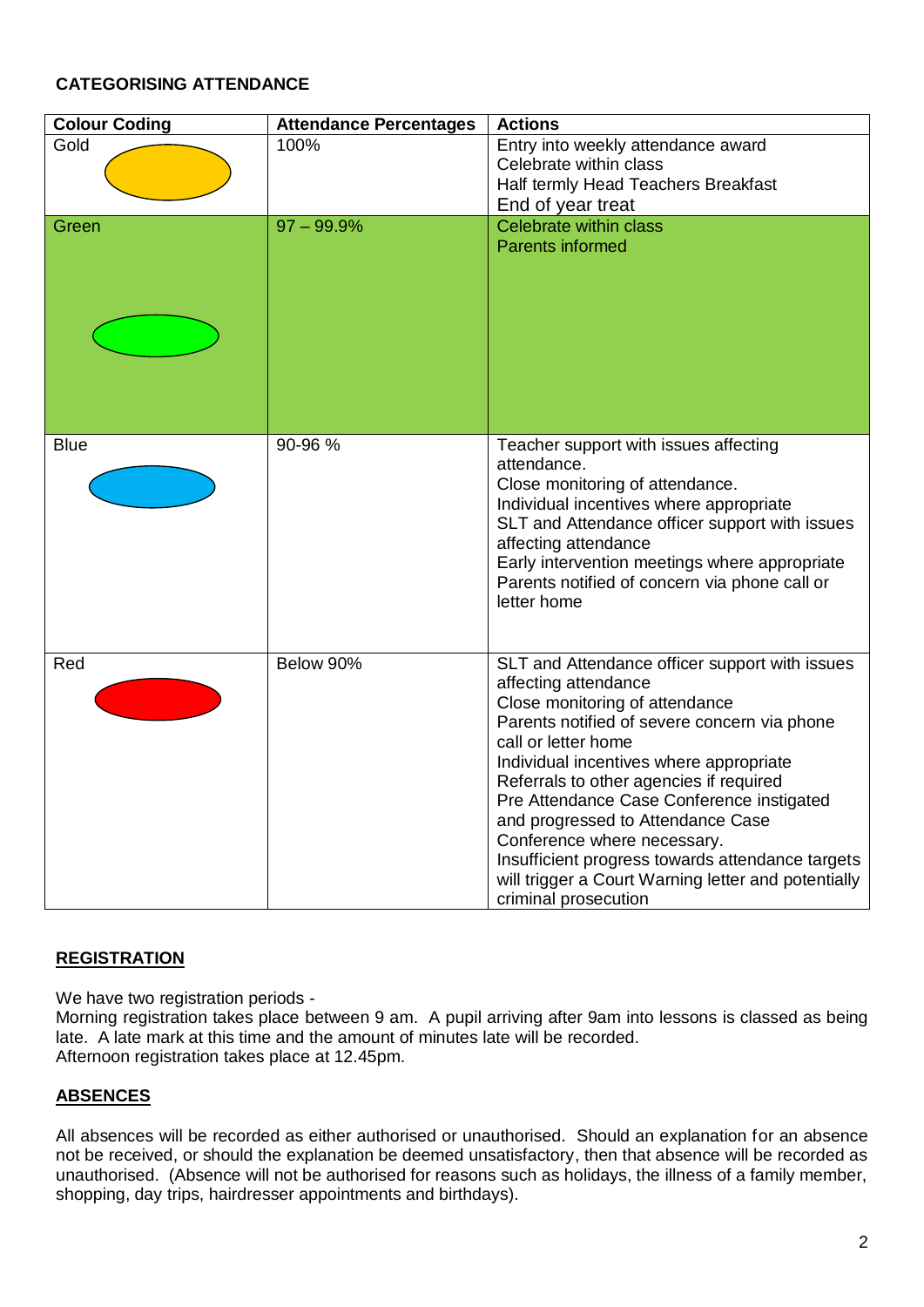**CATEGORISING ATTENDANCE**

| Colour Coding | Attendance Percentages | Actions |
|---|---|---|
| Gold | 100% | Entry into weekly attendance award<br>Celebrate within class<br>Half termly Head Teachers Breakfast<br>End of year treat |
| Green | 97 – 99.9% | Celebrate within class<br>Parents informed |
| Blue | 90-96 % | Teacher support with issues affecting attendance.<br>Close monitoring of attendance.<br>Individual incentives where appropriate<br>SLT and Attendance officer support with issues affecting attendance<br>Early intervention meetings where appropriate<br>Parents notified of concern via phone call or letter home |
| Red | Below 90% | SLT and Attendance officer support with issues affecting attendance<br>Close monitoring of attendance<br>Parents notified of severe concern via phone call or letter home<br>Individual incentives where appropriate<br>Referrals to other agencies if required<br>Pre Attendance Case Conference instigated and progressed to Attendance Case Conference where necessary.<br>Insufficient progress towards attendance targets will trigger a Court Warning letter and potentially criminal prosecution |

## REGISTRATION

We have two registration periods -
Morning registration takes place between 9 am. A pupil arriving after 9am into lessons is classed as being late. A late mark at this time and the amount of minutes late will be recorded.
Afternoon registration takes place at 12.45pm.

## ABSENCES

All absences will be recorded as either authorised or unauthorised. Should an explanation for an absence not be received, or should the explanation be deemed unsatisfactory, then that absence will be recorded as unauthorised. (Absence will not be authorised for reasons such as holidays, the illness of a family member, shopping, day trips, hairdresser appointments and birthdays).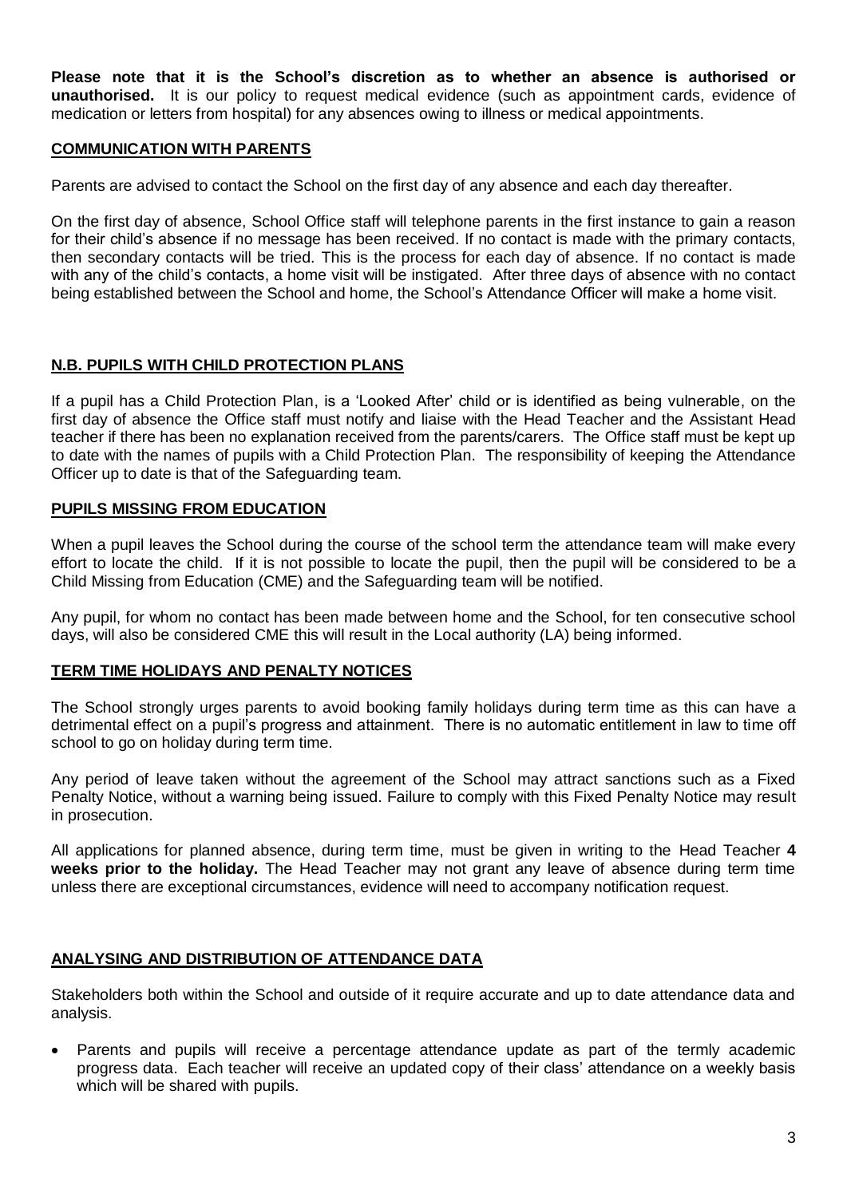**Please note that it is the School's discretion as to whether an absence is authorised or unauthorised.** It is our policy to request medical evidence (such as appointment cards, evidence of medication or letters from hospital) for any absences owing to illness or medical appointments.

## COMMUNICATION WITH PARENTS

Parents are advised to contact the School on the first day of any absence and each day thereafter.

On the first day of absence, School Office staff will telephone parents in the first instance to gain a reason for their child's absence if no message has been received. If no contact is made with the primary contacts, then secondary contacts will be tried. This is the process for each day of absence. If no contact is made with any of the child's contacts, a home visit will be instigated. After three days of absence with no contact being established between the School and home, the School's Attendance Officer will make a home visit.

## N.B. PUPILS WITH CHILD PROTECTION PLANS

If a pupil has a Child Protection Plan, is a 'Looked After' child or is identified as being vulnerable, on the first day of absence the Office staff must notify and liaise with the Head Teacher and the Assistant Head teacher if there has been no explanation received from the parents/carers. The Office staff must be kept up to date with the names of pupils with a Child Protection Plan. The responsibility of keeping the Attendance Officer up to date is that of the Safeguarding team.

## PUPILS MISSING FROM EDUCATION

When a pupil leaves the School during the course of the school term the attendance team will make every effort to locate the child. If it is not possible to locate the pupil, then the pupil will be considered to be a Child Missing from Education (CME) and the Safeguarding team will be notified.

Any pupil, for whom no contact has been made between home and the School, for ten consecutive school days, will also be considered CME this will result in the Local authority (LA) being informed.

## TERM TIME HOLIDAYS AND PENALTY NOTICES

The School strongly urges parents to avoid booking family holidays during term time as this can have a detrimental effect on a pupil's progress and attainment. There is no automatic entitlement in law to time off school to go on holiday during term time.

Any period of leave taken without the agreement of the School may attract sanctions such as a Fixed Penalty Notice, without a warning being issued. Failure to comply with this Fixed Penalty Notice may result in prosecution.

All applications for planned absence, during term time, must be given in writing to the Head Teacher **4 weeks prior to the holiday.** The Head Teacher may not grant any leave of absence during term time unless there are exceptional circumstances, evidence will need to accompany notification request.

## ANALYSING AND DISTRIBUTION OF ATTENDANCE DATA

Stakeholders both within the School and outside of it require accurate and up to date attendance data and analysis.

- Parents and pupils will receive a percentage attendance update as part of the termly academic progress data. Each teacher will receive an updated copy of their class' attendance on a weekly basis which will be shared with pupils.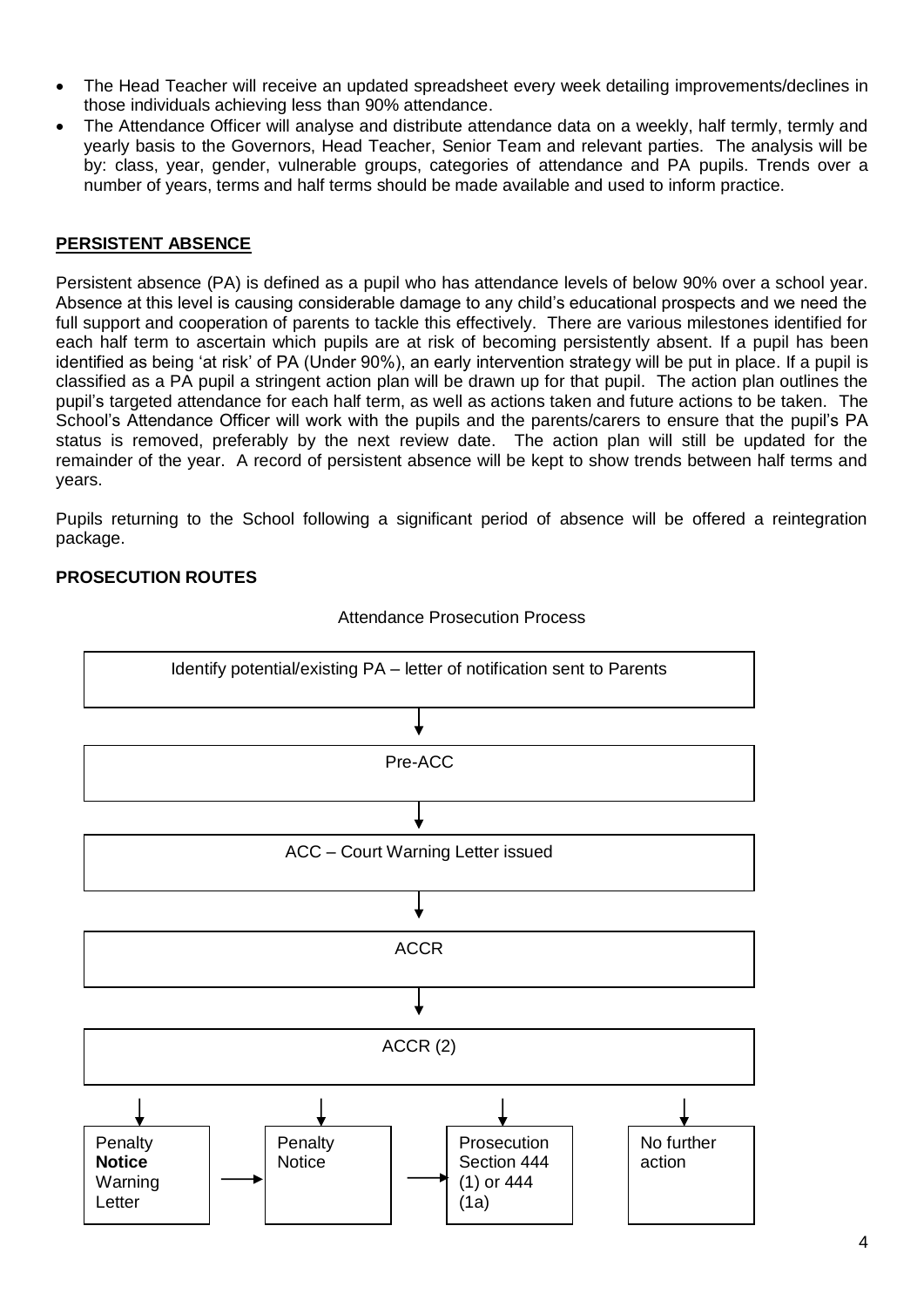- The Head Teacher will receive an updated spreadsheet every week detailing improvements/declines in those individuals achieving less than 90% attendance.
- The Attendance Officer will analyse and distribute attendance data on a weekly, half termly, termly and yearly basis to the Governors, Head Teacher, Senior Team and relevant parties. The analysis will be by: class, year, gender, vulnerable groups, categories of attendance and PA pupils. Trends over a number of years, terms and half terms should be made available and used to inform practice.

## PERSISTENT ABSENCE

Persistent absence (PA) is defined as a pupil who has attendance levels of below 90% over a school year. Absence at this level is causing considerable damage to any child's educational prospects and we need the full support and cooperation of parents to tackle this effectively. There are various milestones identified for each half term to ascertain which pupils are at risk of becoming persistently absent. If a pupil has been identified as being 'at risk' of PA (Under 90%), an early intervention strategy will be put in place. If a pupil is classified as a PA pupil a stringent action plan will be drawn up for that pupil. The action plan outlines the pupil's targeted attendance for each half term, as well as actions taken and future actions to be taken. The School's Attendance Officer will work with the pupils and the parents/carers to ensure that the pupil's PA status is removed, preferably by the next review date. The action plan will still be updated for the remainder of the year. A record of persistent absence will be kept to show trends between half terms and years.

Pupils returning to the School following a significant period of absence will be offered a reintegration package.

## PROSECUTION ROUTES

Attendance Prosecution Process

Identify potential/existing PA – letter of notification sent to Parents

↓

Pre-ACC

↓

ACC – Court Warning Letter issued

↓

ACCR

↓

ACCR (2)

↓

- Penalty **Notice** Warning Letter → Penalty Notice → Prosecution Section 444 (1) or 444 (1a)
- No further action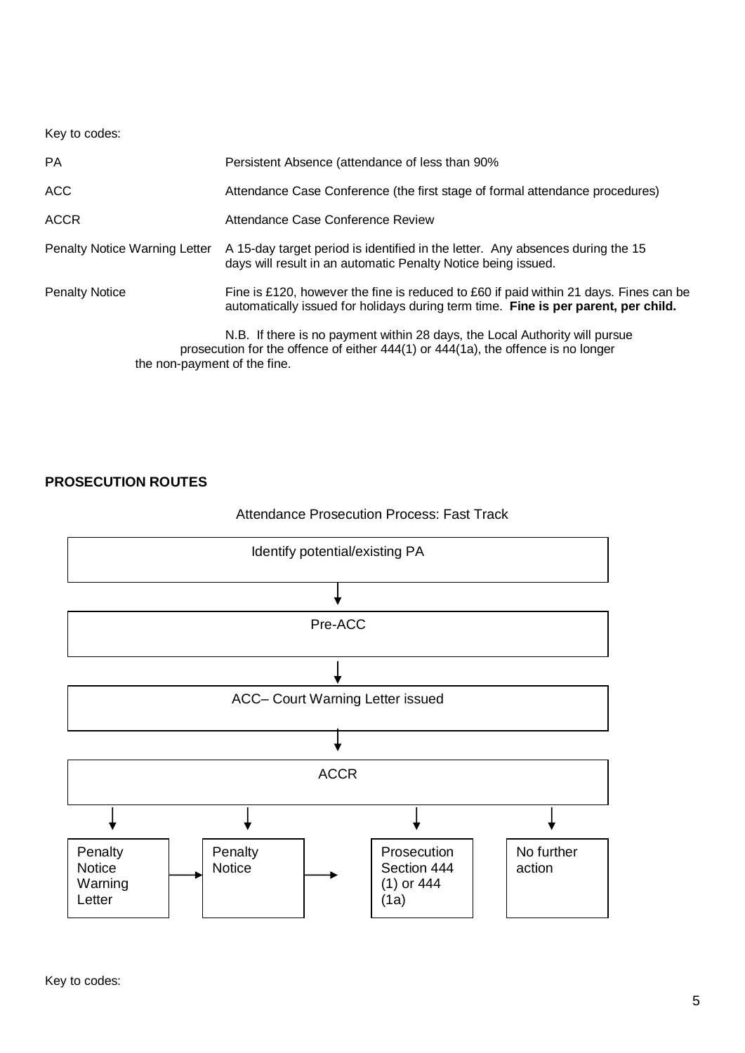Key to codes:

| | |
|---|---|
| PA | Persistent Absence (attendance of less than 90% |
| ACC | Attendance Case Conference (the first stage of formal attendance procedures) |
| ACCR | Attendance Case Conference Review |
| Penalty Notice Warning Letter | A 15-day target period is identified in the letter. Any absences during the 15 days will result in an automatic Penalty Notice being issued. |
| Penalty Notice | Fine is £120, however the fine is reduced to £60 if paid within 21 days. Fines can be automatically issued for holidays during term time. **Fine is per parent, per child.** |

N.B. If there is no payment within 28 days, the Local Authority will pursue prosecution for the offence of either 444(1) or 444(1a), the offence is no longer the non-payment of the fine.

## PROSECUTION ROUTES

Attendance Prosecution Process: Fast Track

Identify potential/existing PA

↓

Pre-ACC

↓

ACC– Court Warning Letter issued

↓

ACCR

↓

- Penalty Notice Warning Letter → Penalty Notice → Prosecution Section 444 (1) or 444 (1a)
- No further action

Key to codes: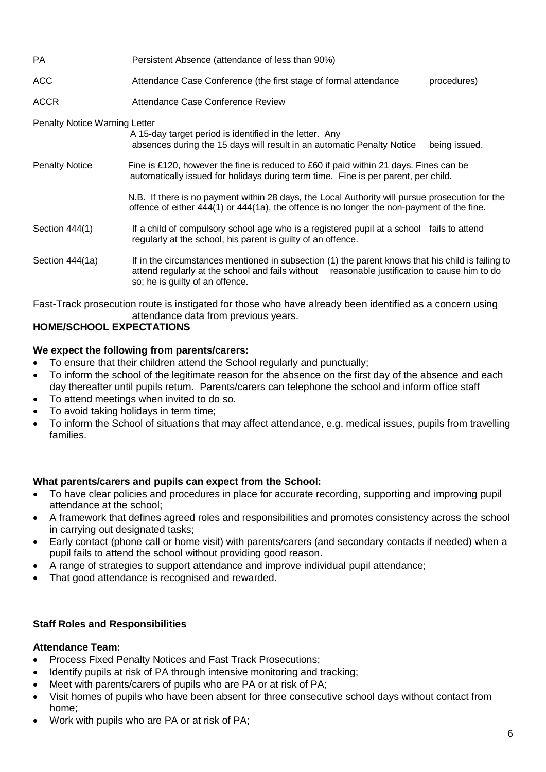| | |
|---|---|
| PA | Persistent Absence (attendance of less than 90%) |
| ACC | Attendance Case Conference (the first stage of formal attendance procedures) |
| ACCR | Attendance Case Conference Review |
| Penalty Notice Warning Letter | A 15-day target period is identified in the letter. Any absences during the 15 days will result in an automatic Penalty Notice being issued. |
| Penalty Notice | Fine is £120, however the fine is reduced to £60 if paid within 21 days. Fines can be automatically issued for holidays during term time. Fine is per parent, per child.<br><br>N.B. If there is no payment within 28 days, the Local Authority will pursue prosecution for the offence of either 444(1) or 444(1a), the offence is no longer the non-payment of the fine. |
| Section 444(1) | If a child of compulsory school age who is a registered pupil at a school fails to attend regularly at the school, his parent is guilty of an offence. |
| Section 444(1a) | If in the circumstances mentioned in subsection (1) the parent knows that his child is failing to attend regularly at the school and fails without reasonable justification to cause him to do so; he is guilty of an offence. |

Fast-Track prosecution route is instigated for those who have already been identified as a concern using attendance data from previous years.

**HOME/SCHOOL EXPECTATIONS**

**We expect the following from parents/carers:**

- To ensure that their children attend the School regularly and punctually;
- To inform the school of the legitimate reason for the absence on the first day of the absence and each day thereafter until pupils return. Parents/carers can telephone the school and inform office staff
- To attend meetings when invited to do so.
- To avoid taking holidays in term time;
- To inform the School of situations that may affect attendance, e.g. medical issues, pupils from travelling families.

**What parents/carers and pupils can expect from the School:**

- To have clear policies and procedures in place for accurate recording, supporting and improving pupil attendance at the school;
- A framework that defines agreed roles and responsibilities and promotes consistency across the school in carrying out designated tasks;
- Early contact (phone call or home visit) with parents/carers (and secondary contacts if needed) when a pupil fails to attend the school without providing good reason.
- A range of strategies to support attendance and improve individual pupil attendance;
- That good attendance is recognised and rewarded.

**Staff Roles and Responsibilities**

**Attendance Team:**

- Process Fixed Penalty Notices and Fast Track Prosecutions;
- Identify pupils at risk of PA through intensive monitoring and tracking;
- Meet with parents/carers of pupils who are PA or at risk of PA;
- Visit homes of pupils who have been absent for three consecutive school days without contact from home;
- Work with pupils who are PA or at risk of PA;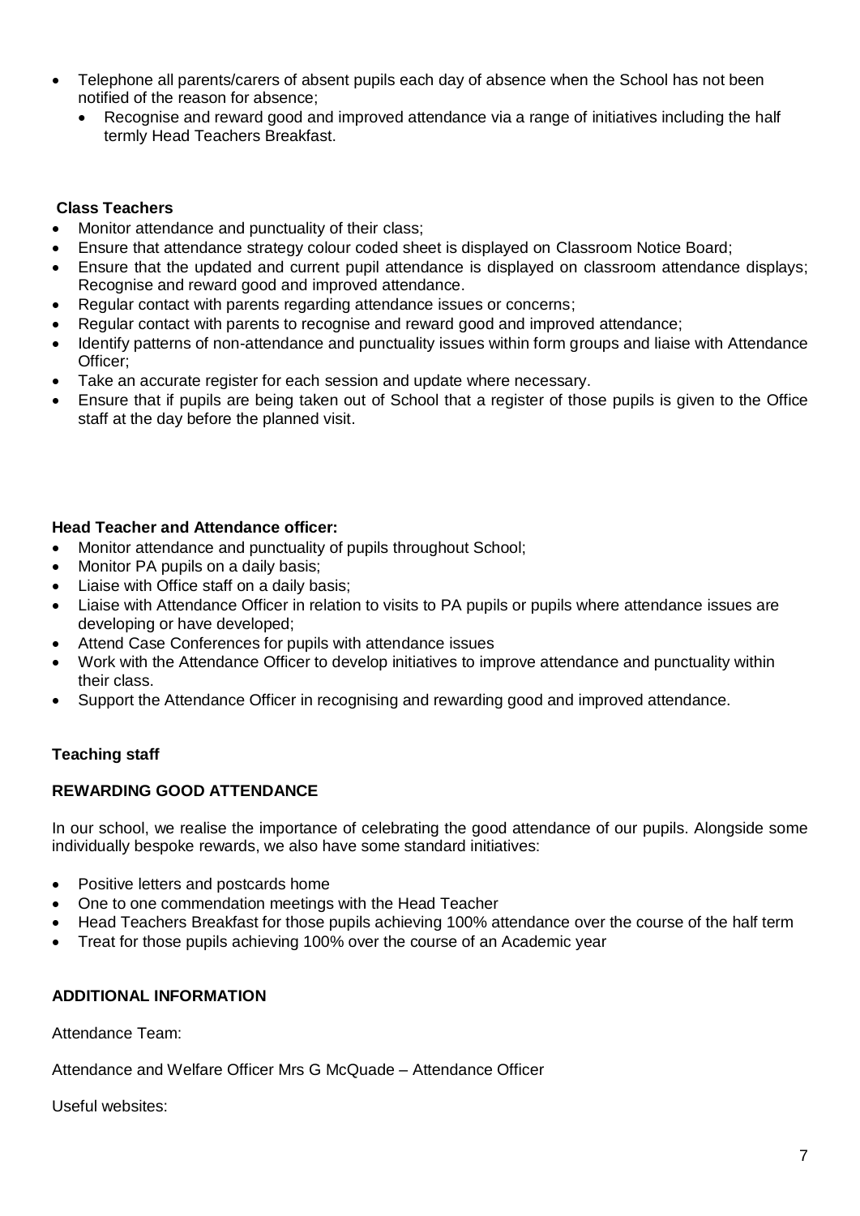- Telephone all parents/carers of absent pupils each day of absence when the School has not been notified of the reason for absence;
  - Recognise and reward good and improved attendance via a range of initiatives including the half termly Head Teachers Breakfast.

**Class Teachers**

- Monitor attendance and punctuality of their class;
- Ensure that attendance strategy colour coded sheet is displayed on Classroom Notice Board;
- Ensure that the updated and current pupil attendance is displayed on classroom attendance displays; Recognise and reward good and improved attendance.
- Regular contact with parents regarding attendance issues or concerns;
- Regular contact with parents to recognise and reward good and improved attendance;
- Identify patterns of non-attendance and punctuality issues within form groups and liaise with Attendance Officer;
- Take an accurate register for each session and update where necessary.
- Ensure that if pupils are being taken out of School that a register of those pupils is given to the Office staff at the day before the planned visit.

**Head Teacher and Attendance officer:**

- Monitor attendance and punctuality of pupils throughout School;
- Monitor PA pupils on a daily basis;
- Liaise with Office staff on a daily basis;
- Liaise with Attendance Officer in relation to visits to PA pupils or pupils where attendance issues are developing or have developed;
- Attend Case Conferences for pupils with attendance issues
- Work with the Attendance Officer to develop initiatives to improve attendance and punctuality within their class.
- Support the Attendance Officer in recognising and rewarding good and improved attendance.

**Teaching staff**

**REWARDING GOOD ATTENDANCE**

In our school, we realise the importance of celebrating the good attendance of our pupils. Alongside some individually bespoke rewards, we also have some standard initiatives:

- Positive letters and postcards home
- One to one commendation meetings with the Head Teacher
- Head Teachers Breakfast for those pupils achieving 100% attendance over the course of the half term
- Treat for those pupils achieving 100% over the course of an Academic year

**ADDITIONAL INFORMATION**

Attendance Team:

Attendance and Welfare Officer Mrs G McQuade – Attendance Officer

Useful websites: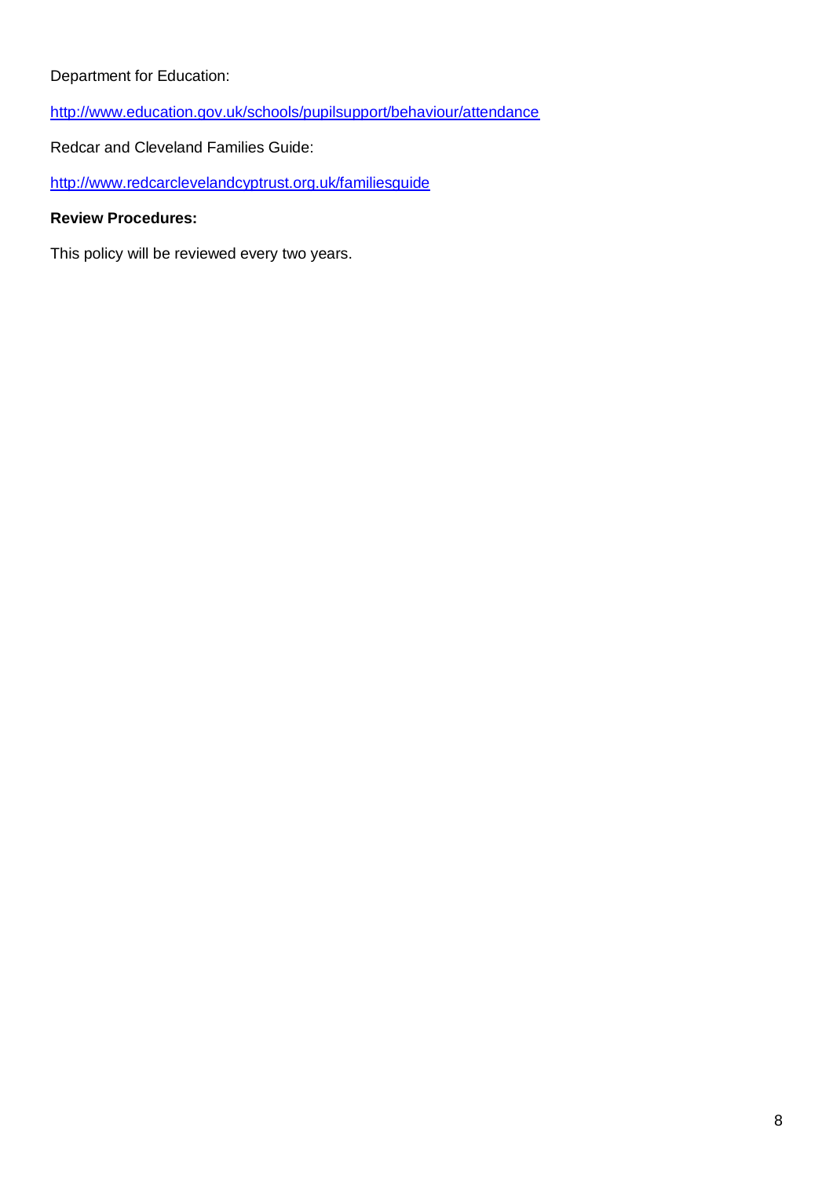Department for Education:

http://www.education.gov.uk/schools/pupilsupport/behaviour/attendance

Redcar and Cleveland Families Guide:

http://www.redcarclevelandcyptrust.org.uk/familiesguide

**Review Procedures:**

This policy will be reviewed every two years.